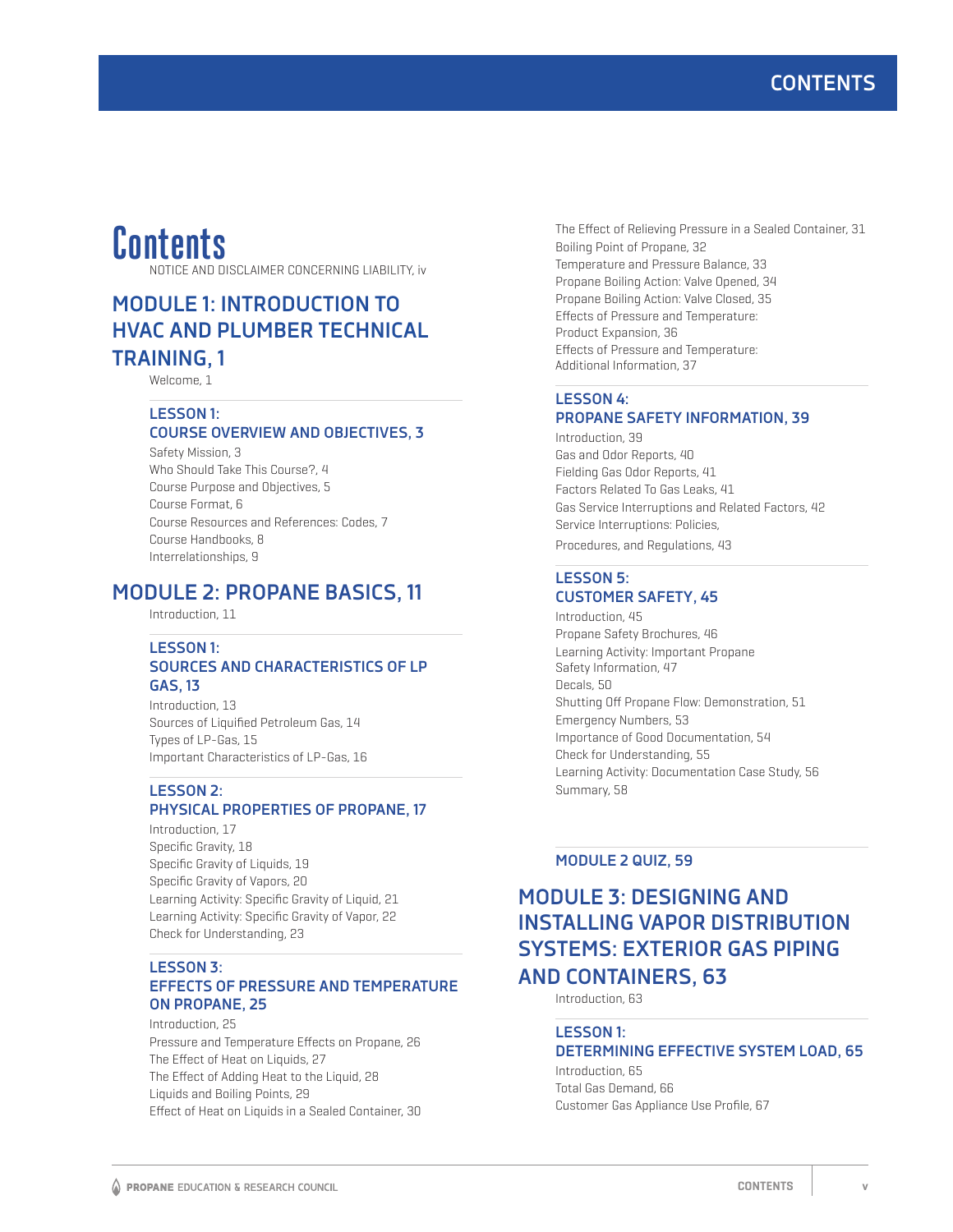# Contents

NOTICE AND DISCLAIMER CONCERNING LIABILITY, iv

## MODULE 1: INTRODUCTION TO HVAC AND PLUMBER TECHNICAL TRAINING, 1

Welcome, 1

### LESSON 1: COURSE OVERVIEW AND OBJECTIVES, 3

Safety Mission, 3
Who Should Take This Course?, 4
Course Purpose and Objectives, 5
Course Format, 6
Course Resources and References: Codes, 7
Course Handbooks, 8
Interrelationships, 9

## MODULE 2: PROPANE BASICS, 11

Introduction, 11

### LESSON 1: SOURCES AND CHARACTERISTICS OF LP GAS, 13

Introduction, 13
Sources of Liquified Petroleum Gas, 14
Types of LP-Gas, 15
Important Characteristics of LP-Gas, 16

### LESSON 2: PHYSICAL PROPERTIES OF PROPANE, 17

Introduction, 17
Specific Gravity, 18
Specific Gravity of Liquids, 19
Specific Gravity of Vapors, 20
Learning Activity: Specific Gravity of Liquid, 21
Learning Activity: Specific Gravity of Vapor, 22
Check for Understanding, 23

### LESSON 3: EFFECTS OF PRESSURE AND TEMPERATURE ON PROPANE, 25

Introduction, 25
Pressure and Temperature Effects on Propane, 26
The Effect of Heat on Liquids, 27
The Effect of Adding Heat to the Liquid, 28
Liquids and Boiling Points, 29
Effect of Heat on Liquids in a Sealed Container, 30
The Effect of Relieving Pressure in a Sealed Container, 31
Boiling Point of Propane, 32
Temperature and Pressure Balance, 33
Propane Boiling Action: Valve Opened, 34
Propane Boiling Action: Valve Closed, 35
Effects of Pressure and Temperature: Product Expansion, 36
Effects of Pressure and Temperature: Additional Information, 37

### LESSON 4: PROPANE SAFETY INFORMATION, 39

Introduction, 39
Gas and Odor Reports, 40
Fielding Gas Odor Reports, 41
Factors Related To Gas Leaks, 41
Gas Service Interruptions and Related Factors, 42
Service Interruptions: Policies, Procedures, and Regulations, 43

### LESSON 5: CUSTOMER SAFETY, 45

Introduction, 45
Propane Safety Brochures, 46
Learning Activity: Important Propane Safety Information, 47
Decals, 50
Shutting Off Propane Flow: Demonstration, 51
Emergency Numbers, 53
Importance of Good Documentation, 54
Check for Understanding, 55
Learning Activity: Documentation Case Study, 56
Summary, 58

### MODULE 2 QUIZ, 59

## MODULE 3: DESIGNING AND INSTALLING VAPOR DISTRIBUTION SYSTEMS: EXTERIOR GAS PIPING AND CONTAINERS, 63

Introduction, 63

### LESSON 1: DETERMINING EFFECTIVE SYSTEM LOAD, 65

Introduction, 65
Total Gas Demand, 66
Customer Gas Appliance Use Profile, 67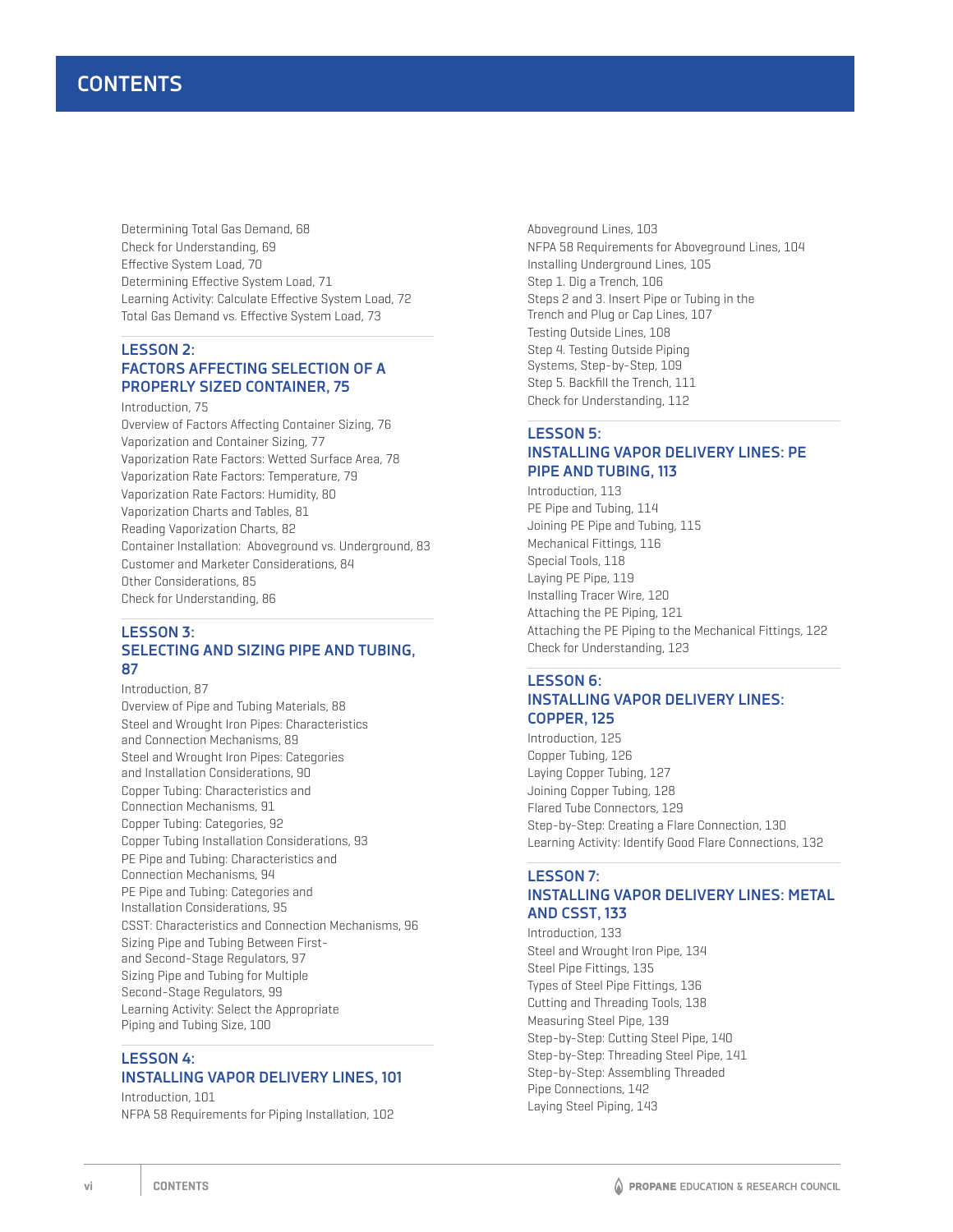# CONTENTS

Determining Total Gas Demand, 68
Check for Understanding, 69
Effective System Load, 70
Determining Effective System Load, 71
Learning Activity: Calculate Effective System Load, 72
Total Gas Demand vs. Effective System Load, 73

## LESSON 2: FACTORS AFFECTING SELECTION OF A PROPERLY SIZED CONTAINER, 75

Introduction, 75
Overview of Factors Affecting Container Sizing, 76
Vaporization and Container Sizing, 77
Vaporization Rate Factors: Wetted Surface Area, 78
Vaporization Rate Factors: Temperature, 79
Vaporization Rate Factors: Humidity, 80
Vaporization Charts and Tables, 81
Reading Vaporization Charts, 82
Container Installation: Aboveground vs. Underground, 83
Customer and Marketer Considerations, 84
Other Considerations, 85
Check for Understanding, 86

## LESSON 3: SELECTING AND SIZING PIPE AND TUBING, 87

Introduction, 87
Overview of Pipe and Tubing Materials, 88
Steel and Wrought Iron Pipes: Characteristics and Connection Mechanisms, 89
Steel and Wrought Iron Pipes: Categories and Installation Considerations, 90
Copper Tubing: Characteristics and Connection Mechanisms, 91
Copper Tubing: Categories, 92
Copper Tubing Installation Considerations, 93
PE Pipe and Tubing: Characteristics and Connection Mechanisms, 94
PE Pipe and Tubing: Categories and Installation Considerations, 95
CSST: Characteristics and Connection Mechanisms, 96
Sizing Pipe and Tubing Between First- and Second-Stage Regulators, 97
Sizing Pipe and Tubing for Multiple Second-Stage Regulators, 99
Learning Activity: Select the Appropriate Piping and Tubing Size, 100

## LESSON 4: INSTALLING VAPOR DELIVERY LINES, 101

Introduction, 101
NFPA 58 Requirements for Piping Installation, 102
Aboveground Lines, 103
NFPA 58 Requirements for Aboveground Lines, 104
Installing Underground Lines, 105
Step 1. Dig a Trench, 106
Steps 2 and 3. Insert Pipe or Tubing in the Trench and Plug or Cap Lines, 107
Testing Outside Lines, 108
Step 4. Testing Outside Piping Systems, Step-by-Step, 109
Step 5. Backfill the Trench, 111
Check for Understanding, 112

## LESSON 5: INSTALLING VAPOR DELIVERY LINES: PE PIPE AND TUBING, 113

Introduction, 113
PE Pipe and Tubing, 114
Joining PE Pipe and Tubing, 115
Mechanical Fittings, 116
Special Tools, 118
Laying PE Pipe, 119
Installing Tracer Wire, 120
Attaching the PE Piping, 121
Attaching the PE Piping to the Mechanical Fittings, 122
Check for Understanding, 123

## LESSON 6: INSTALLING VAPOR DELIVERY LINES: COPPER, 125

Introduction, 125
Copper Tubing, 126
Laying Copper Tubing, 127
Joining Copper Tubing, 128
Flared Tube Connectors, 129
Step-by-Step: Creating a Flare Connection, 130
Learning Activity: Identify Good Flare Connections, 132

## LESSON 7: INSTALLING VAPOR DELIVERY LINES: METAL AND CSST, 133

Introduction, 133
Steel and Wrought Iron Pipe, 134
Steel Pipe Fittings, 135
Types of Steel Pipe Fittings, 136
Cutting and Threading Tools, 138
Measuring Steel Pipe, 139
Step-by-Step: Cutting Steel Pipe, 140
Step-by-Step: Threading Steel Pipe, 141
Step-by-Step: Assembling Threaded Pipe Connections, 142
Laying Steel Piping, 143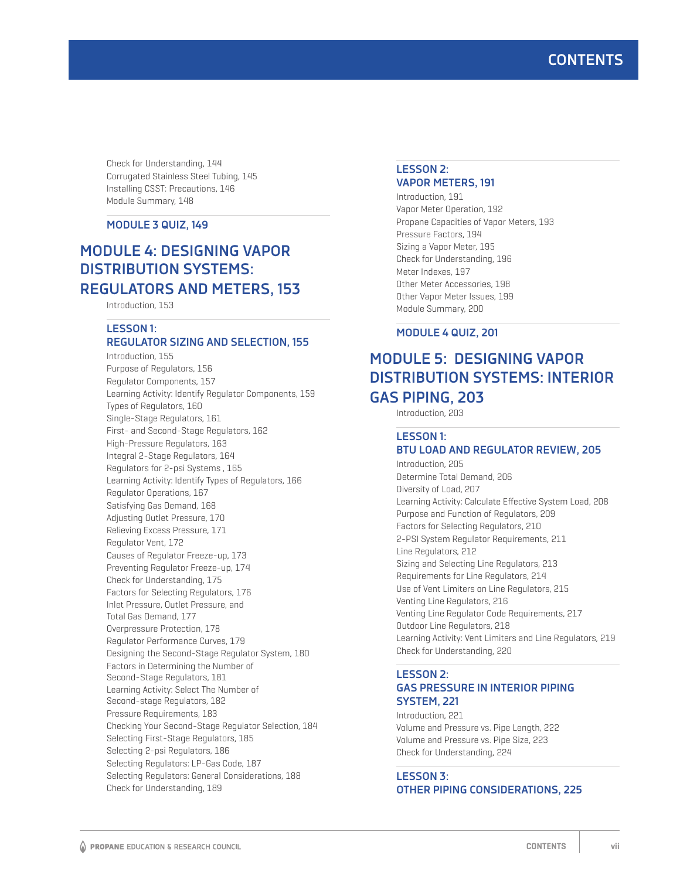Check for Understanding, 144
Corrugated Stainless Steel Tubing, 145
Installing CSST: Precautions, 146
Module Summary, 148

### MODULE 3 QUIZ, 149

## MODULE 4: DESIGNING VAPOR DISTRIBUTION SYSTEMS: REGULATORS AND METERS, 153

Introduction, 153

### LESSON 1: REGULATOR SIZING AND SELECTION, 155

Introduction, 155
Purpose of Regulators, 156
Regulator Components, 157
Learning Activity: Identify Regulator Components, 159
Types of Regulators, 160
Single-Stage Regulators, 161
First- and Second-Stage Regulators, 162
High-Pressure Regulators, 163
Integral 2-Stage Regulators, 164
Regulators for 2-psi Systems , 165
Learning Activity: Identify Types of Regulators, 166
Regulator Operations, 167
Satisfying Gas Demand, 168
Adjusting Outlet Pressure, 170
Relieving Excess Pressure, 171
Regulator Vent, 172
Causes of Regulator Freeze-up, 173
Preventing Regulator Freeze-up, 174
Check for Understanding, 175
Factors for Selecting Regulators, 176
Inlet Pressure, Outlet Pressure, and Total Gas Demand, 177
Overpressure Protection, 178
Regulator Performance Curves, 179
Designing the Second-Stage Regulator System, 180
Factors in Determining the Number of Second-Stage Regulators, 181
Learning Activity: Select The Number of Second-stage Regulators, 182
Pressure Requirements, 183
Checking Your Second-Stage Regulator Selection, 184
Selecting First-Stage Regulators, 185
Selecting 2-psi Regulators, 186
Selecting Regulators: LP-Gas Code, 187
Selecting Regulators: General Considerations, 188
Check for Understanding, 189

### LESSON 2: VAPOR METERS, 191

Introduction, 191
Vapor Meter Operation, 192
Propane Capacities of Vapor Meters, 193
Pressure Factors, 194
Sizing a Vapor Meter, 195
Check for Understanding, 196
Meter Indexes, 197
Other Meter Accessories, 198
Other Vapor Meter Issues, 199
Module Summary, 200

### MODULE 4 QUIZ, 201

## MODULE 5: DESIGNING VAPOR DISTRIBUTION SYSTEMS: INTERIOR GAS PIPING, 203

Introduction, 203

### LESSON 1: BTU LOAD AND REGULATOR REVIEW, 205

Introduction, 205
Determine Total Demand, 206
Diversity of Load, 207
Learning Activity: Calculate Effective System Load, 208
Purpose and Function of Regulators, 209
Factors for Selecting Regulators, 210
2-PSI System Regulator Requirements, 211
Line Regulators, 212
Sizing and Selecting Line Regulators, 213
Requirements for Line Regulators, 214
Use of Vent Limiters on Line Regulators, 215
Venting Line Regulators, 216
Venting Line Regulator Code Requirements, 217
Outdoor Line Regulators, 218
Learning Activity: Vent Limiters and Line Regulators, 219
Check for Understanding, 220

### LESSON 2: GAS PRESSURE IN INTERIOR PIPING SYSTEM, 221

Introduction, 221
Volume and Pressure vs. Pipe Length, 222
Volume and Pressure vs. Pipe Size, 223
Check for Understanding, 224

### LESSON 3: OTHER PIPING CONSIDERATIONS, 225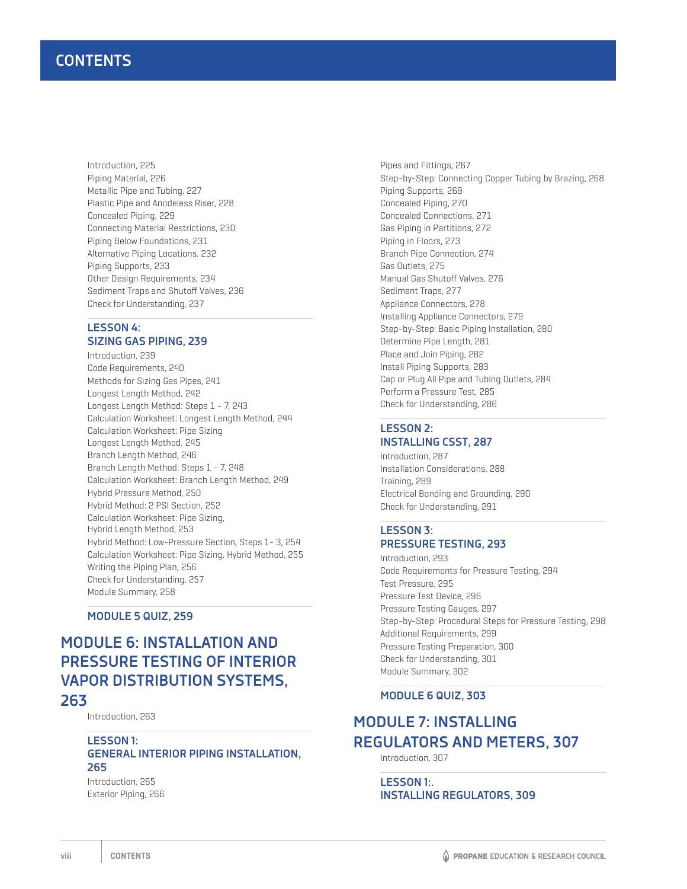Introduction, 225
Piping Material, 226
Metallic Pipe and Tubing, 227
Plastic Pipe and Anodeless Riser, 228
Concealed Piping, 229
Connecting Material Restrictions, 230
Piping Below Foundations, 231
Alternative Piping Locations, 232
Piping Supports, 233
Other Design Requirements, 234
Sediment Traps and Shutoff Valves, 236
Check for Understanding, 237

### LESSON 4: SIZING GAS PIPING, 239

Introduction, 239
Code Requirements, 240
Methods for Sizing Gas Pipes, 241
Longest Length Method, 242
Longest Length Method: Steps 1 - 7, 243
Calculation Worksheet: Longest Length Method, 244
Calculation Worksheet: Pipe Sizing Longest Length Method, 245
Branch Length Method, 246
Branch Length Method: Steps 1 - 7, 248
Calculation Worksheet: Branch Length Method, 249
Hybrid Pressure Method, 250
Hybrid Method: 2 PSI Section, 252
Calculation Worksheet: Pipe Sizing, Hybrid Length Method, 253
Hybrid Method: Low-Pressure Section, Steps 1- 3, 254
Calculation Worksheet: Pipe Sizing, Hybrid Method, 255
Writing the Piping Plan, 256
Check for Understanding, 257
Module Summary, 258

### MODULE 5 QUIZ, 259

## MODULE 6: INSTALLATION AND PRESSURE TESTING OF INTERIOR VAPOR DISTRIBUTION SYSTEMS, 263

Introduction, 263

### LESSON 1: GENERAL INTERIOR PIPING INSTALLATION, 265

Introduction, 265
Exterior Piping, 266
Pipes and Fittings, 267
Step-by-Step: Connecting Copper Tubing by Brazing, 268
Piping Supports, 269
Concealed Piping, 270
Concealed Connections, 271
Gas Piping in Partitions, 272
Piping in Floors, 273
Branch Pipe Connection, 274
Gas Outlets, 275
Manual Gas Shutoff Valves, 276
Sediment Traps, 277
Appliance Connectors, 278
Installing Appliance Connectors, 279
Step-by-Step: Basic Piping Installation, 280
Determine Pipe Length, 281
Place and Join Piping, 282
Install Piping Supports, 283
Cap or Plug All Pipe and Tubing Outlets, 284
Perform a Pressure Test, 285
Check for Understanding, 286

### LESSON 2: INSTALLING CSST, 287

Introduction, 287
Installation Considerations, 288
Training, 289
Electrical Bonding and Grounding, 290
Check for Understanding, 291

### LESSON 3: PRESSURE TESTING, 293

Introduction, 293
Code Requirements for Pressure Testing, 294
Test Pressure, 295
Pressure Test Device, 296
Pressure Testing Gauges, 297
Step-by-Step: Procedural Steps for Pressure Testing, 298
Additional Requirements, 299
Pressure Testing Preparation, 300
Check for Understanding, 301
Module Summary, 302

### MODULE 6 QUIZ, 303

## MODULE 7: INSTALLING REGULATORS AND METERS, 307

Introduction, 307

### LESSON 1:. INSTALLING REGULATORS, 309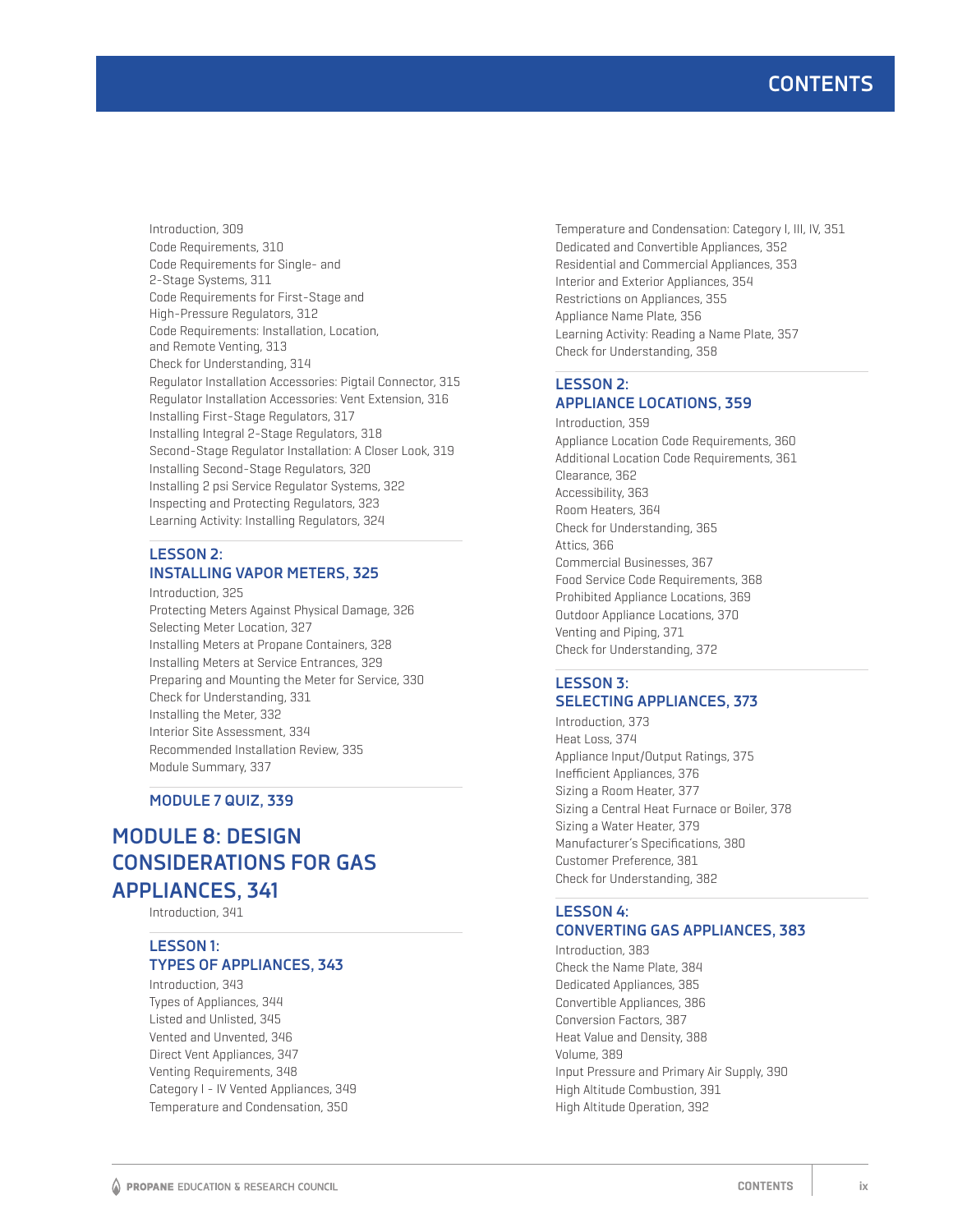Introduction, 309
Code Requirements, 310
Code Requirements for Single- and 2-Stage Systems, 311
Code Requirements for First-Stage and High-Pressure Regulators, 312
Code Requirements: Installation, Location, and Remote Venting, 313
Check for Understanding, 314
Regulator Installation Accessories: Pigtail Connector, 315
Regulator Installation Accessories: Vent Extension, 316
Installing First-Stage Regulators, 317
Installing Integral 2-Stage Regulators, 318
Second-Stage Regulator Installation: A Closer Look, 319
Installing Second-Stage Regulators, 320
Installing 2 psi Service Regulator Systems, 322
Inspecting and Protecting Regulators, 323
Learning Activity: Installing Regulators, 324

### LESSON 2: INSTALLING VAPOR METERS, 325

Introduction, 325
Protecting Meters Against Physical Damage, 326
Selecting Meter Location, 327
Installing Meters at Propane Containers, 328
Installing Meters at Service Entrances, 329
Preparing and Mounting the Meter for Service, 330
Check for Understanding, 331
Installing the Meter, 332
Interior Site Assessment, 334
Recommended Installation Review, 335
Module Summary, 337

### MODULE 7 QUIZ, 339

## MODULE 8: DESIGN CONSIDERATIONS FOR GAS APPLIANCES, 341

Introduction, 341

### LESSON 1: TYPES OF APPLIANCES, 343

Introduction, 343
Types of Appliances, 344
Listed and Unlisted, 345
Vented and Unvented, 346
Direct Vent Appliances, 347
Venting Requirements, 348
Category I - IV Vented Appliances, 349
Temperature and Condensation, 350
Temperature and Condensation: Category I, III, IV, 351
Dedicated and Convertible Appliances, 352
Residential and Commercial Appliances, 353
Interior and Exterior Appliances, 354
Restrictions on Appliances, 355
Appliance Name Plate, 356
Learning Activity: Reading a Name Plate, 357
Check for Understanding, 358

### LESSON 2: APPLIANCE LOCATIONS, 359

Introduction, 359
Appliance Location Code Requirements, 360
Additional Location Code Requirements, 361
Clearance, 362
Accessibility, 363
Room Heaters, 364
Check for Understanding, 365
Attics, 366
Commercial Businesses, 367
Food Service Code Requirements, 368
Prohibited Appliance Locations, 369
Outdoor Appliance Locations, 370
Venting and Piping, 371
Check for Understanding, 372

### LESSON 3: SELECTING APPLIANCES, 373

Introduction, 373
Heat Loss, 374
Appliance Input/Output Ratings, 375
Inefficient Appliances, 376
Sizing a Room Heater, 377
Sizing a Central Heat Furnace or Boiler, 378
Sizing a Water Heater, 379
Manufacturer's Specifications, 380
Customer Preference, 381
Check for Understanding, 382

### LESSON 4: CONVERTING GAS APPLIANCES, 383

Introduction, 383
Check the Name Plate, 384
Dedicated Appliances, 385
Convertible Appliances, 386
Conversion Factors, 387
Heat Value and Density, 388
Volume, 389
Input Pressure and Primary Air Supply, 390
High Altitude Combustion, 391
High Altitude Operation, 392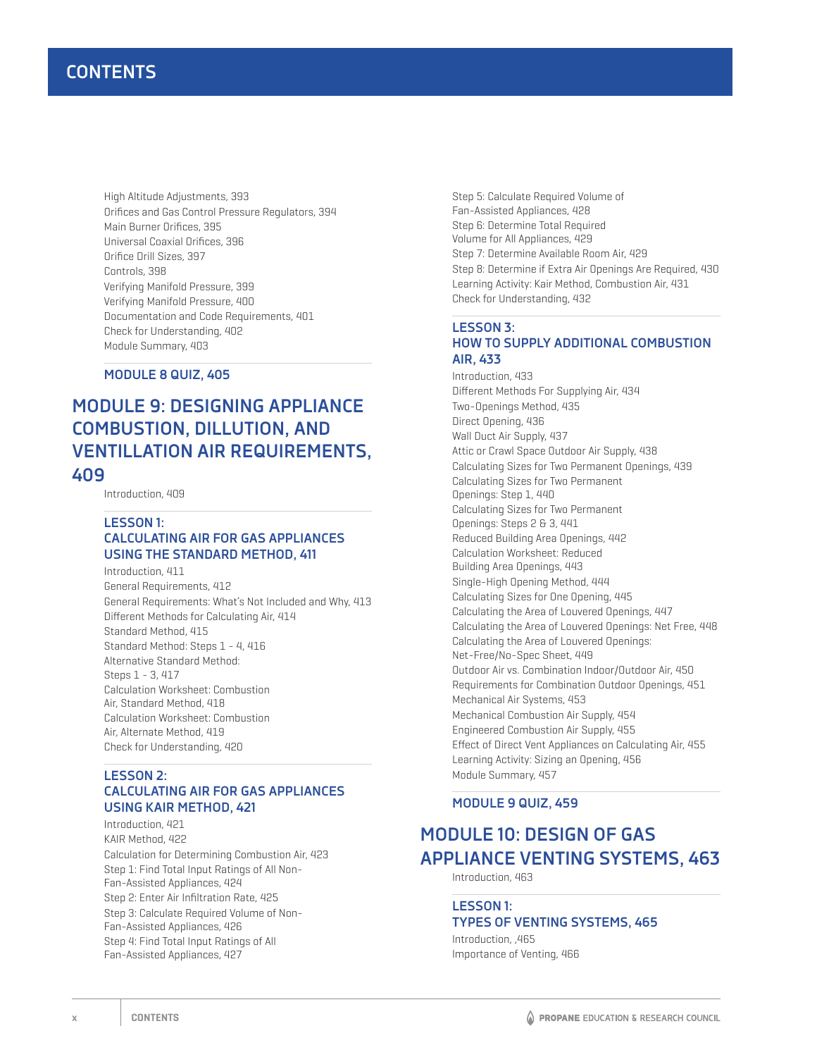# CONTENTS

High Altitude Adjustments, 393
Orifices and Gas Control Pressure Regulators, 394
Main Burner Orifices, 395
Universal Coaxial Orifices, 396
Orifice Drill Sizes, 397
Controls, 398
Verifying Manifold Pressure, 399
Verifying Manifold Pressure, 400
Documentation and Code Requirements, 401
Check for Understanding, 402
Module Summary, 403

### MODULE 8 QUIZ, 405

## MODULE 9: DESIGNING APPLIANCE COMBUSTION, DILUTION, AND VENTILATION AIR REQUIREMENTS, 409

Introduction, 409

### LESSON 1: CALCULATING AIR FOR GAS APPLIANCES USING THE STANDARD METHOD, 411

Introduction, 411
General Requirements, 412
General Requirements: What's Not Included and Why, 413
Different Methods for Calculating Air, 414
Standard Method, 415
Standard Method: Steps 1 - 4, 416
Alternative Standard Method: Steps 1 - 3, 417
Calculation Worksheet: Combustion Air, Standard Method, 418
Calculation Worksheet: Combustion Air, Alternate Method, 419
Check for Understanding, 420

### LESSON 2: CALCULATING AIR FOR GAS APPLIANCES USING KAIR METHOD, 421

Introduction, 421
KAIR Method, 422
Calculation for Determining Combustion Air, 423
Step 1: Find Total Input Ratings of All Non-Fan-Assisted Appliances, 424
Step 2: Enter Air Infiltration Rate, 425
Step 3: Calculate Required Volume of Non-Fan-Assisted Appliances, 426
Step 4: Find Total Input Ratings of All Fan-Assisted Appliances, 427
Step 5: Calculate Required Volume of Fan-Assisted Appliances, 428
Step 6: Determine Total Required Volume for All Appliances, 429
Step 7: Determine Available Room Air, 429
Step 8: Determine if Extra Air Openings Are Required, 430
Learning Activity: Kair Method, Combustion Air, 431
Check for Understanding, 432

### LESSON 3: HOW TO SUPPLY ADDITIONAL COMBUSTION AIR, 433

Introduction, 433
Different Methods For Supplying Air, 434
Two-Openings Method, 435
Direct Opening, 436
Wall Duct Air Supply, 437
Attic or Crawl Space Outdoor Air Supply, 438
Calculating Sizes for Two Permanent Openings, 439
Calculating Sizes for Two Permanent Openings: Step 1, 440
Calculating Sizes for Two Permanent Openings: Steps 2 & 3, 441
Reduced Building Area Openings, 442
Calculation Worksheet: Reduced Building Area Openings, 443
Single-High Opening Method, 444
Calculating Sizes for One Opening, 445
Calculating the Area of Louvered Openings, 447
Calculating the Area of Louvered Openings: Net Free, 448
Calculating the Area of Louvered Openings: Net-Free/No-Spec Sheet, 449
Outdoor Air vs. Combination Indoor/Outdoor Air, 450
Requirements for Combination Outdoor Openings, 451
Mechanical Air Systems, 453
Mechanical Combustion Air Supply, 454
Engineered Combustion Air Supply, 455
Effect of Direct Vent Appliances on Calculating Air, 455
Learning Activity: Sizing an Opening, 456
Module Summary, 457

### MODULE 9 QUIZ, 459

## MODULE 10: DESIGN OF GAS APPLIANCE VENTING SYSTEMS, 463

Introduction, 463

### LESSON 1: TYPES OF VENTING SYSTEMS, 465

Introduction, ,465
Importance of Venting, 466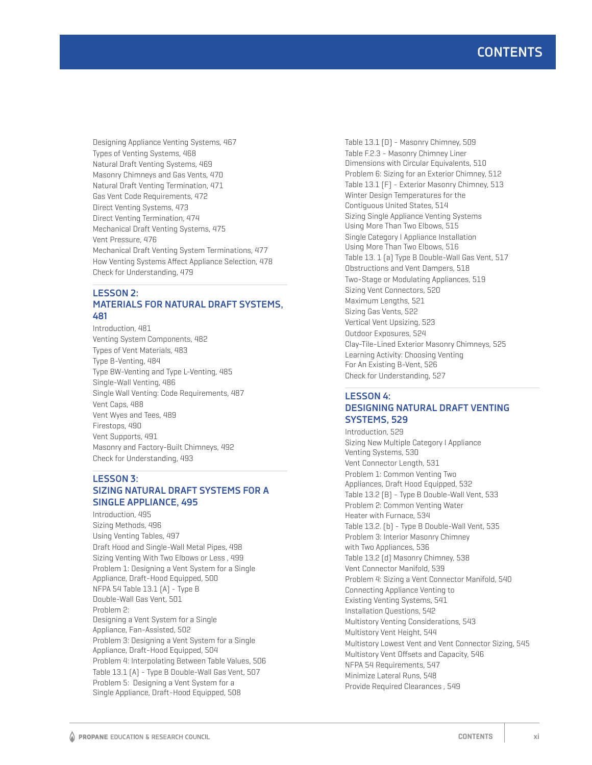Designing Appliance Venting Systems, 467
Types of Venting Systems, 468
Natural Draft Venting Systems, 469
Masonry Chimneys and Gas Vents, 470
Natural Draft Venting Termination, 471
Gas Vent Code Requirements, 472
Direct Venting Systems, 473
Direct Venting Termination, 474
Mechanical Draft Venting Systems, 475
Vent Pressure, 476
Mechanical Draft Venting System Terminations, 477
How Venting Systems Affect Appliance Selection, 478
Check for Understanding, 479

## LESSON 2: MATERIALS FOR NATURAL DRAFT SYSTEMS, 481

Introduction, 481
Venting System Components, 482
Types of Vent Materials, 483
Type B-Venting, 484
Type BW-Venting and Type L-Venting, 485
Single-Wall Venting, 486
Single Wall Venting: Code Requirements, 487
Vent Caps, 488
Vent Wyes and Tees, 489
Firestops, 490
Vent Supports, 491
Masonry and Factory-Built Chimneys, 492
Check for Understanding, 493

## LESSON 3: SIZING NATURAL DRAFT SYSTEMS FOR A SINGLE APPLIANCE, 495

Introduction, 495
Sizing Methods, 496
Using Venting Tables, 497
Draft Hood and Single-Wall Metal Pipes, 498
Sizing Venting With Two Elbows or Less , 499
Problem 1: Designing a Vent System for a Single Appliance, Draft-Hood Equipped, 500
NFPA 54 Table 13.1 (A) - Type B Double-Wall Gas Vent, 501
Problem 2: Designing a Vent System for a Single Appliance, Fan-Assisted, 502
Problem 3: Designing a Vent System for a Single Appliance, Draft-Hood Equipped, 504
Problem 4: Interpolating Between Table Values, 506
Table 13.1 (A) - Type B Double-Wall Gas Vent, 507
Problem 5: Designing a Vent System for a Single Appliance, Draft-Hood Equipped, 508
Table 13.1 (D) - Masonry Chimney, 509
Table F.2.3 - Masonry Chimney Liner Dimensions with Circular Equivalents, 510
Problem 6: Sizing for an Exterior Chimney, 512
Table 13.1 (F) - Exterior Masonry Chimney, 513
Winter Design Temperatures for the Contiguous United States, 514
Sizing Single Appliance Venting Systems Using More Than Two Elbows, 515
Single Category I Appliance Installation Using More Than Two Elbows, 516
Table 13. 1 (a) Type B Double-Wall Gas Vent, 517
Obstructions and Vent Dampers, 518
Two-Stage or Modulating Appliances, 519
Sizing Vent Connectors, 520
Maximum Lengths, 521
Sizing Gas Vents, 522
Vertical Vent Upsizing, 523
Outdoor Exposures, 524
Clay-Tile-Lined Exterior Masonry Chimneys, 525
Learning Activity: Choosing Venting For An Existing B-Vent, 526
Check for Understanding, 527

## LESSON 4: DESIGNING NATURAL DRAFT VENTING SYSTEMS, 529

Introduction, 529
Sizing New Multiple Category I Appliance Venting Systems, 530
Vent Connector Length, 531
Problem 1: Common Venting Two Appliances, Draft Hood Equipped, 532
Table 13.2 (B) - Type B Double-Wall Vent, 533
Problem 2: Common Venting Water Heater with Furnace, 534
Table 13.2. (b) - Type B Double-Wall Vent, 535
Problem 3: Interior Masonry Chimney with Two Appliances, 536
Table 13.2 (d) Masonry Chimney, 538
Vent Connector Manifold, 539
Problem 4: Sizing a Vent Connector Manifold, 540
Connecting Appliance Venting to Existing Venting Systems, 541
Installation Questions, 542
Multistory Venting Considerations, 543
Multistory Vent Height, 544
Multistory Lowest Vent and Vent Connector Sizing, 545
Multistory Vent Offsets and Capacity, 546
NFPA 54 Requirements, 547
Minimize Lateral Runs, 548
Provide Required Clearances , 549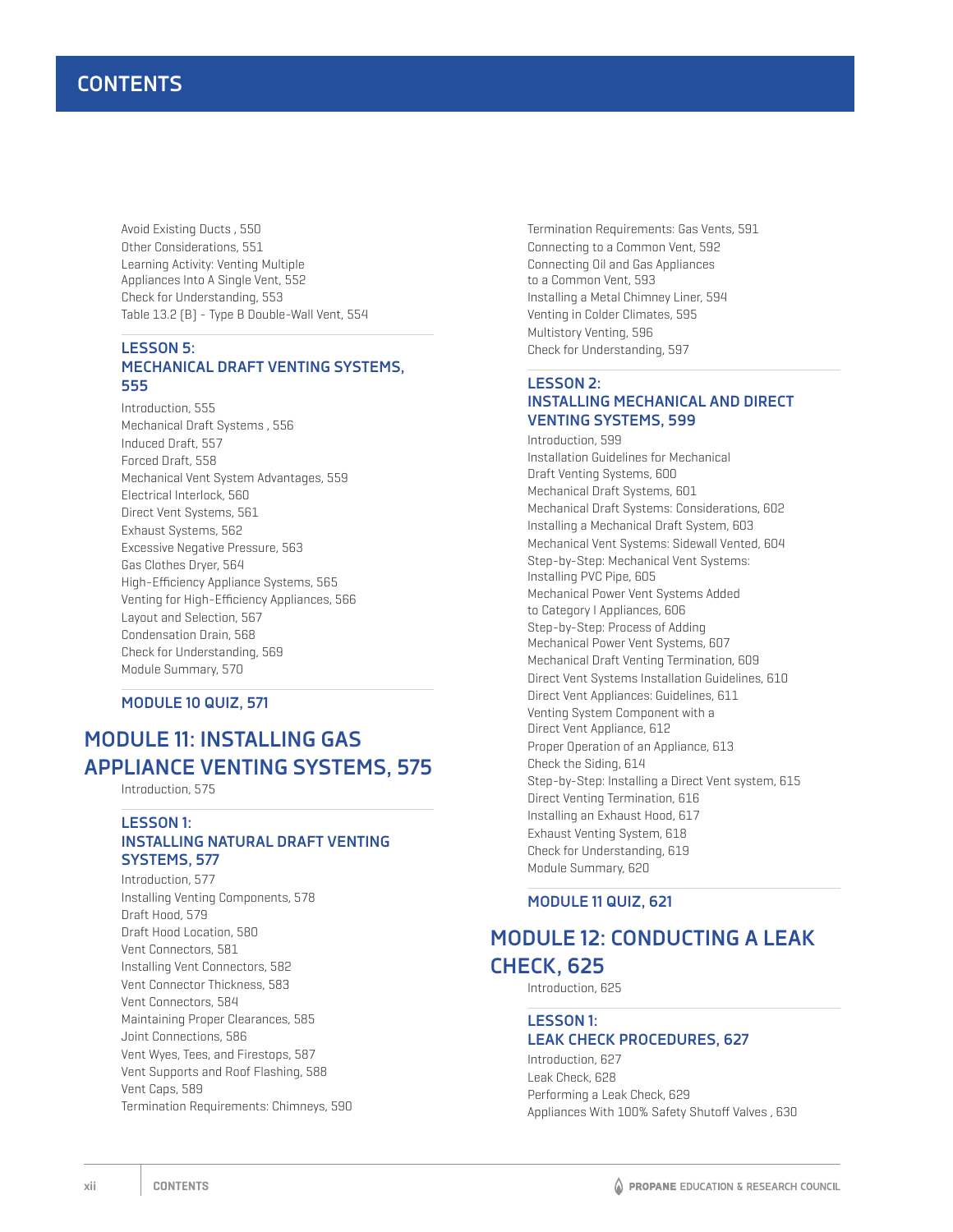# CONTENTS

Avoid Existing Ducts , 550
Other Considerations, 551
Learning Activity: Venting Multiple Appliances Into A Single Vent, 552
Check for Understanding, 553
Table 13.2 (B) - Type B Double-Wall Vent, 554

### LESSON 5: MECHANICAL DRAFT VENTING SYSTEMS, 555

Introduction, 555
Mechanical Draft Systems , 556
Induced Draft, 557
Forced Draft, 558
Mechanical Vent System Advantages, 559
Electrical Interlock, 560
Direct Vent Systems, 561
Exhaust Systems, 562
Excessive Negative Pressure, 563
Gas Clothes Dryer, 564
High-Efficiency Appliance Systems, 565
Venting for High-Efficiency Appliances, 566
Layout and Selection, 567
Condensation Drain, 568
Check for Understanding, 569
Module Summary, 570

### MODULE 10 QUIZ, 571

## MODULE 11: INSTALLING GAS APPLIANCE VENTING SYSTEMS, 575

Introduction, 575

### LESSON 1: INSTALLING NATURAL DRAFT VENTING SYSTEMS, 577

Introduction, 577
Installing Venting Components, 578
Draft Hood, 579
Draft Hood Location, 580
Vent Connectors, 581
Installing Vent Connectors, 582
Vent Connector Thickness, 583
Vent Connectors, 584
Maintaining Proper Clearances, 585
Joint Connections, 586
Vent Wyes, Tees, and Firestops, 587
Vent Supports and Roof Flashing, 588
Vent Caps, 589
Termination Requirements: Chimneys, 590
Termination Requirements: Gas Vents, 591
Connecting to a Common Vent, 592
Connecting Oil and Gas Appliances to a Common Vent, 593
Installing a Metal Chimney Liner, 594
Venting in Colder Climates, 595
Multistory Venting, 596
Check for Understanding, 597

### LESSON 2: INSTALLING MECHANICAL AND DIRECT VENTING SYSTEMS, 599

Introduction, 599
Installation Guidelines for Mechanical Draft Venting Systems, 600
Mechanical Draft Systems, 601
Mechanical Draft Systems: Considerations, 602
Installing a Mechanical Draft System, 603
Mechanical Vent Systems: Sidewall Vented, 604
Step-by-Step: Mechanical Vent Systems: Installing PVC Pipe, 605
Mechanical Power Vent Systems Added to Category I Appliances, 606
Step-by-Step: Process of Adding Mechanical Power Vent Systems, 607
Mechanical Draft Venting Termination, 609
Direct Vent Systems Installation Guidelines, 610
Direct Vent Appliances: Guidelines, 611
Venting System Component with a Direct Vent Appliance, 612
Proper Operation of an Appliance, 613
Check the Siding, 614
Step-by-Step: Installing a Direct Vent system, 615
Direct Venting Termination, 616
Installing an Exhaust Hood, 617
Exhaust Venting System, 618
Check for Understanding, 619
Module Summary, 620

### MODULE 11 QUIZ, 621

## MODULE 12: CONDUCTING A LEAK CHECK, 625

Introduction, 625

### LESSON 1: LEAK CHECK PROCEDURES, 627

Introduction, 627
Leak Check, 628
Performing a Leak Check, 629
Appliances With 100% Safety Shutoff Valves , 630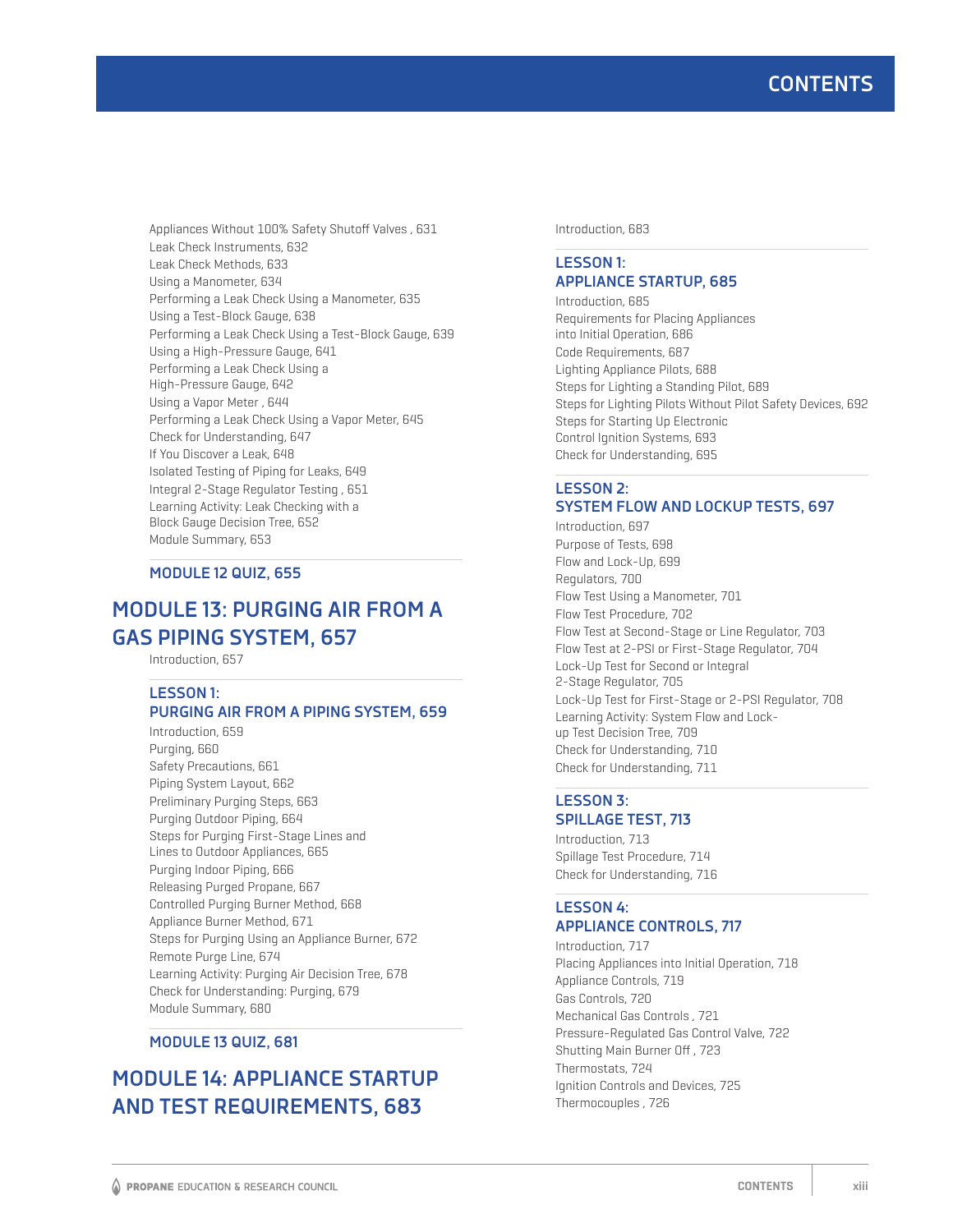Appliances Without 100% Safety Shutoff Valves , 631
Leak Check Instruments, 632
Leak Check Methods, 633
Using a Manometer, 634
Performing a Leak Check Using a Manometer, 635
Using a Test-Block Gauge, 638
Performing a Leak Check Using a Test-Block Gauge, 639
Using a High-Pressure Gauge, 641
Performing a Leak Check Using a High-Pressure Gauge, 642
Using a Vapor Meter , 644
Performing a Leak Check Using a Vapor Meter, 645
Check for Understanding, 647
If You Discover a Leak, 648
Isolated Testing of Piping for Leaks, 649
Integral 2-Stage Regulator Testing , 651
Learning Activity: Leak Checking with a Block Gauge Decision Tree, 652
Module Summary, 653

### MODULE 12 QUIZ, 655

## MODULE 13: PURGING AIR FROM A GAS PIPING SYSTEM, 657

Introduction, 657

### LESSON 1: PURGING AIR FROM A PIPING SYSTEM, 659

Introduction, 659
Purging, 660
Safety Precautions, 661
Piping System Layout, 662
Preliminary Purging Steps, 663
Purging Outdoor Piping, 664
Steps for Purging First-Stage Lines and Lines to Outdoor Appliances, 665
Purging Indoor Piping, 666
Releasing Purged Propane, 667
Controlled Purging Burner Method, 668
Appliance Burner Method, 671
Steps for Purging Using an Appliance Burner, 672
Remote Purge Line, 674
Learning Activity: Purging Air Decision Tree, 678
Check for Understanding: Purging, 679
Module Summary, 680

### MODULE 13 QUIZ, 681

## MODULE 14: APPLIANCE STARTUP AND TEST REQUIREMENTS, 683

Introduction, 683

### LESSON 1: APPLIANCE STARTUP, 685

Introduction, 685
Requirements for Placing Appliances into Initial Operation, 686
Code Requirements, 687
Lighting Appliance Pilots, 688
Steps for Lighting a Standing Pilot, 689
Steps for Lighting Pilots Without Pilot Safety Devices, 692
Steps for Starting Up Electronic Control Ignition Systems, 693
Check for Understanding, 695

### LESSON 2: SYSTEM FLOW AND LOCKUP TESTS, 697

Introduction, 697
Purpose of Tests, 698
Flow and Lock-Up, 699
Regulators, 700
Flow Test Using a Manometer, 701
Flow Test Procedure, 702
Flow Test at Second-Stage or Line Regulator, 703
Flow Test at 2-PSI or First-Stage Regulator, 704
Lock-Up Test for Second or Integral 2-Stage Regulator, 705
Lock-Up Test for First-Stage or 2-PSI Regulator, 708
Learning Activity: System Flow and Lock-up Test Decision Tree, 709
Check for Understanding, 710
Check for Understanding, 711

### LESSON 3: SPILLAGE TEST, 713

Introduction, 713
Spillage Test Procedure, 714
Check for Understanding, 716

### LESSON 4: APPLIANCE CONTROLS, 717

Introduction, 717
Placing Appliances into Initial Operation, 718
Appliance Controls, 719
Gas Controls, 720
Mechanical Gas Controls , 721
Pressure-Regulated Gas Control Valve, 722
Shutting Main Burner Off , 723
Thermostats, 724
Ignition Controls and Devices, 725
Thermocouples , 726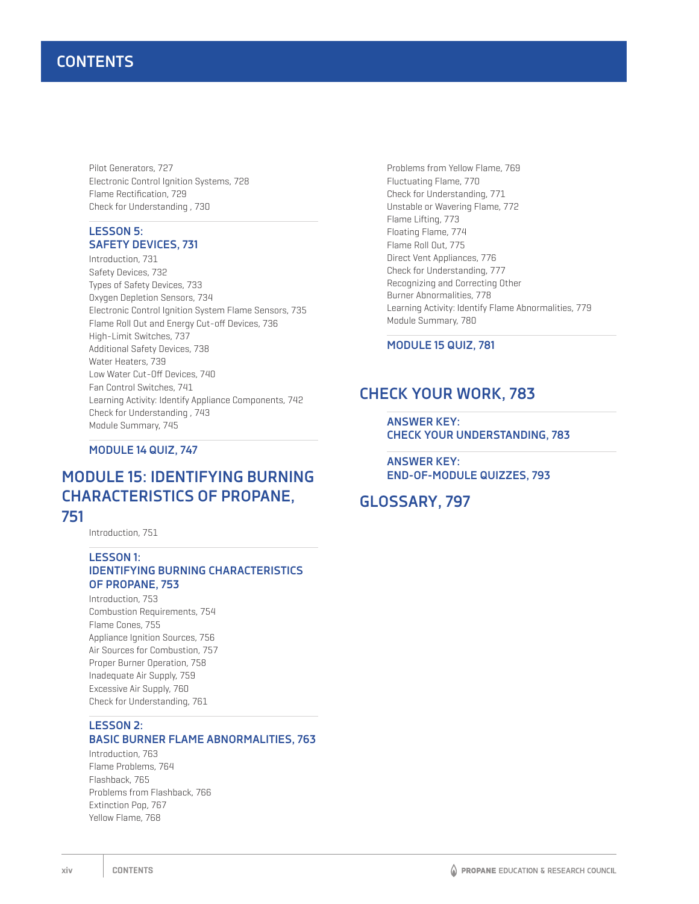# CONTENTS

Pilot Generators, 727
Electronic Control Ignition Systems, 728
Flame Rectification, 729
Check for Understanding , 730

### LESSON 5: SAFETY DEVICES, 731

Introduction, 731
Safety Devices, 732
Types of Safety Devices, 733
Oxygen Depletion Sensors, 734
Electronic Control Ignition System Flame Sensors, 735
Flame Roll Out and Energy Cut-off Devices, 736
High-Limit Switches, 737
Additional Safety Devices, 738
Water Heaters, 739
Low Water Cut-Off Devices, 740
Fan Control Switches, 741
Learning Activity: Identify Appliance Components, 742
Check for Understanding , 743
Module Summary, 745

### MODULE 14 QUIZ, 747

## MODULE 15: IDENTIFYING BURNING CHARACTERISTICS OF PROPANE, 751

Introduction, 751

### LESSON 1: IDENTIFYING BURNING CHARACTERISTICS OF PROPANE, 753

Introduction, 753
Combustion Requirements, 754
Flame Cones, 755
Appliance Ignition Sources, 756
Air Sources for Combustion, 757
Proper Burner Operation, 758
Inadequate Air Supply, 759
Excessive Air Supply, 760
Check for Understanding, 761

### LESSON 2: BASIC BURNER FLAME ABNORMALITIES, 763

Introduction, 763
Flame Problems, 764
Flashback, 765
Problems from Flashback, 766
Extinction Pop, 767
Yellow Flame, 768
Problems from Yellow Flame, 769
Fluctuating Flame, 770
Check for Understanding, 771
Unstable or Wavering Flame, 772
Flame Lifting, 773
Floating Flame, 774
Flame Roll Out, 775
Direct Vent Appliances, 776
Check for Understanding, 777
Recognizing and Correcting Other Burner Abnormalities, 778
Learning Activity: Identify Flame Abnormalities, 779
Module Summary, 780

### MODULE 15 QUIZ, 781

## CHECK YOUR WORK, 783

### ANSWER KEY: CHECK YOUR UNDERSTANDING, 783

### ANSWER KEY: END-OF-MODULE QUIZZES, 793

## GLOSSARY, 797